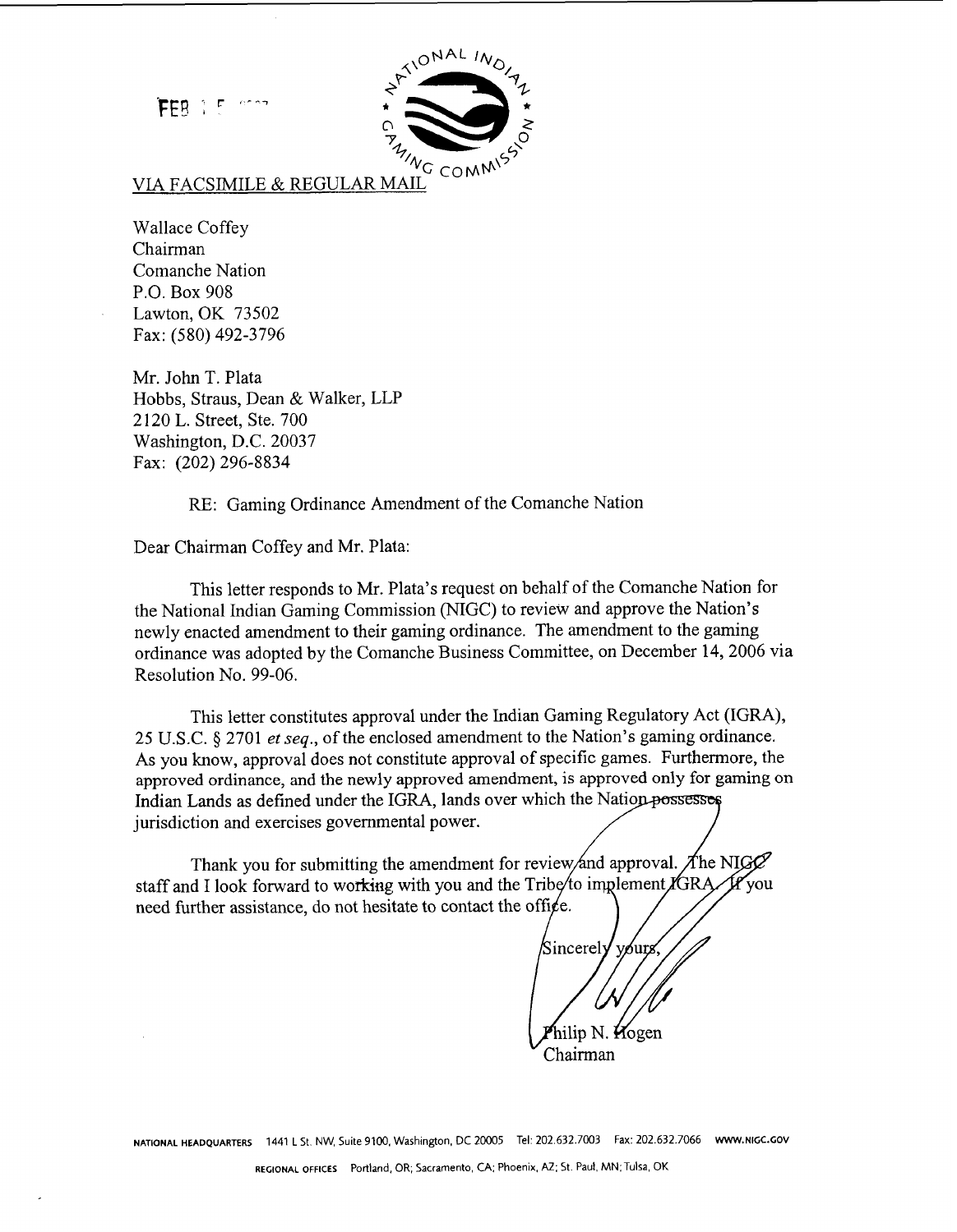FEB 1 5

VIA FACSIMILE & REGULAR MAIL

Wallace Coffey
Chairman
Comanche Nation
P.O. Box 908
Lawton, OK 73502
Fax: (580) 492-3796

Mr. John T. Plata
Hobbs, Straus, Dean & Walker, LLP
2120 L. Street, Ste. 700
Washington, D.C. 20037
Fax: (202) 296-8834

RE: Gaming Ordinance Amendment of the Comanche Nation

Dear Chairman Coffey and Mr. Plata:

This letter responds to Mr. Plata's request on behalf of the Comanche Nation for the National Indian Gaming Commission (NIGC) to review and approve the Nation's newly enacted amendment to their gaming ordinance. The amendment to the gaming ordinance was adopted by the Comanche Business Committee, on December 14, 2006 via Resolution No. 99-06.

This letter constitutes approval under the Indian Gaming Regulatory Act (IGRA), 25 U.S.C. § 2701 *et seq.*, of the enclosed amendment to the Nation's gaming ordinance. As you know, approval does not constitute approval of specific games. Furthermore, the approved ordinance, and the newly approved amendment, is approved only for gaming on Indian Lands as defined under the IGRA, lands over which the Nation possesses jurisdiction and exercises governmental power.

Thank you for submitting the amendment for review and approval. The NIGC staff and I look forward to working with you and the Tribe to implement IGRA. If you need further assistance, do not hesitate to contact the office.

Sincerely yours,

Philip N. Hogen
Chairman

NATIONAL HEADQUARTERS 1441 L St. NW, Suite 9100, Washington, DC 20005 Tel: 202.632.7003 Fax: 202.632.7066 WWW.NIGC.GOV

REGIONAL OFFICES Portland, OR; Sacramento, CA; Phoenix, AZ; St. Paul, MN; Tulsa, OK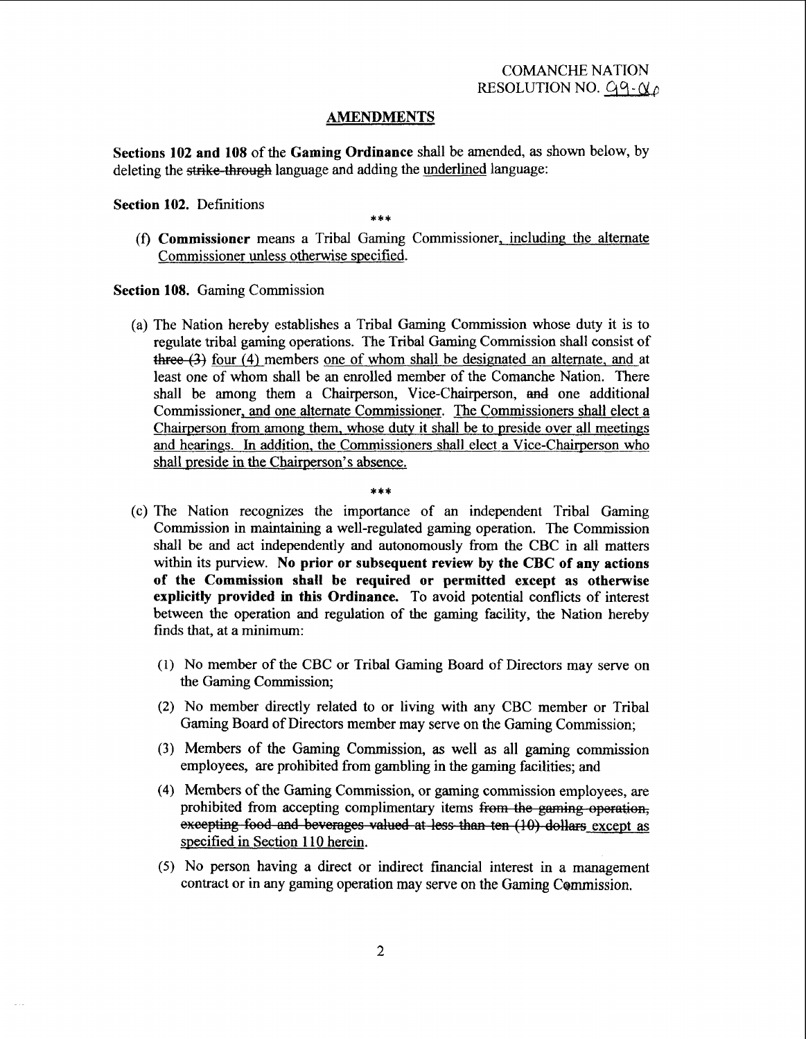COMANCHE NATION
RESOLUTION NO. 99-00

## AMENDMENTS

**Sections 102 and 108** of the **Gaming Ordinance** shall be amended, as shown below, by deleting the ~~strike-through~~ language and adding the <u>underlined</u> language:

**Section 102.** Definitions

\*\*\*

(f) **Commissioner** means a Tribal Gaming Commissioner<u>, including the alternate Commissioner unless otherwise specified</u>.

**Section 108.** Gaming Commission

(a) The Nation hereby establishes a Tribal Gaming Commission whose duty it is to regulate tribal gaming operations. The Tribal Gaming Commission shall consist of ~~three (3)~~ <u>four (4)</u> members <u>one of whom shall be designated an alternate, and</u> at least one of whom shall be an enrolled member of the Comanche Nation. There shall be among them a Chairperson, Vice-Chairperson, ~~and~~ one additional Commissioner<u>, and one alternate Commissioner</u>. <u>The Commissioners shall elect a Chairperson from among them, whose duty it shall be to preside over all meetings and hearings. In addition, the Commissioners shall elect a Vice-Chairperson who shall preside in the Chairperson's absence.</u>

\*\*\*

(c) The Nation recognizes the importance of an independent Tribal Gaming Commission in maintaining a well-regulated gaming operation. The Commission shall be and act independently and autonomously from the CBC in all matters within its purview. **No prior or subsequent review by the CBC of any actions of the Commission shall be required or permitted except as otherwise explicitly provided in this Ordinance.** To avoid potential conflicts of interest between the operation and regulation of the gaming facility, the Nation hereby finds that, at a minimum:

(1) No member of the CBC or Tribal Gaming Board of Directors may serve on the Gaming Commission;

(2) No member directly related to or living with any CBC member or Tribal Gaming Board of Directors member may serve on the Gaming Commission;

(3) Members of the Gaming Commission, as well as all gaming commission employees, are prohibited from gambling in the gaming facilities; and

(4) Members of the Gaming Commission, or gaming commission employees, are prohibited from accepting complimentary items ~~from the gaming operation, excepting food and beverages valued at less than ten (10) dollars~~ <u>except as specified in Section 110 herein</u>.

(5) No person having a direct or indirect financial interest in a management contract or in any gaming operation may serve on the Gaming Commission.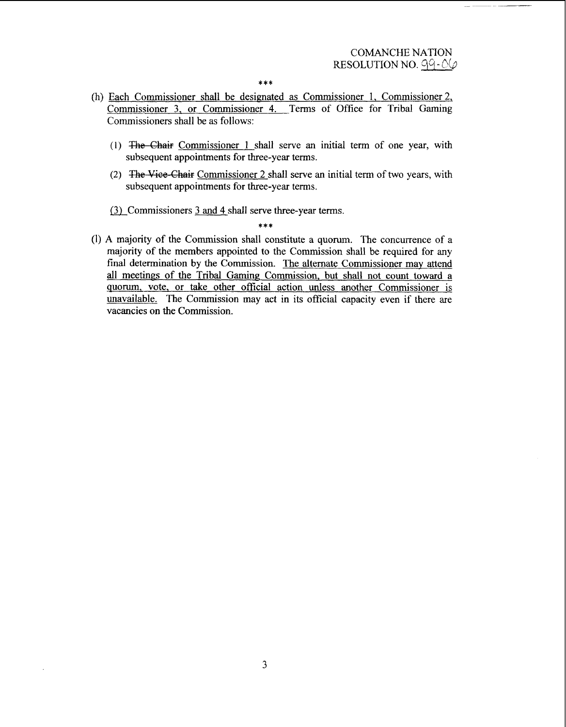COMANCHE NATION
RESOLUTION NO. 99-06

\*\*\*

(h) <u>Each Commissioner shall be designated as Commissioner 1, Commissioner 2, Commissioner 3, or Commissioner 4.</u> Terms of Office for Tribal Gaming Commissioners shall be as follows:

   (1) ~~The Chair~~ <u>Commissioner 1</u> shall serve an initial term of one year, with subsequent appointments for three-year terms.

   (2) ~~The Vice-Chair~~ <u>Commissioner 2</u> shall serve an initial term of two years, with subsequent appointments for three-year terms.

   <u>(3)</u> Commissioners <u>3 and 4</u> shall serve three-year terms.

\*\*\*

(l) A majority of the Commission shall constitute a quorum. The concurrence of a majority of the members appointed to the Commission shall be required for any final determination by the Commission. <u>The alternate Commissioner may attend all meetings of the Tribal Gaming Commission, but shall not count toward a quorum, vote, or take other official action unless another Commissioner is unavailable.</u> The Commission may act in its official capacity even if there are vacancies on the Commission.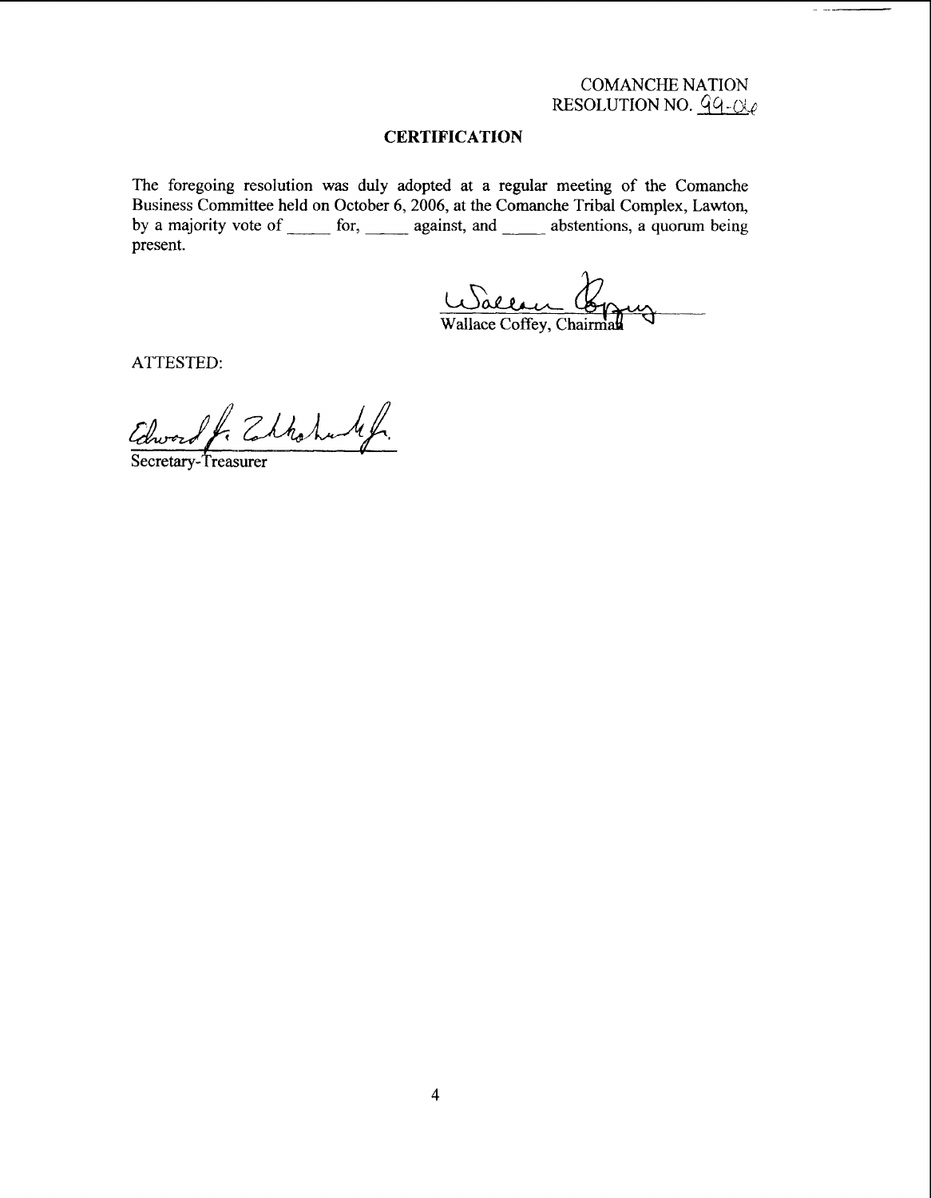COMANCHE NATION
RESOLUTION NO. 99-06

## CERTIFICATION

The foregoing resolution was duly adopted at a regular meeting of the Comanche Business Committee held on October 6, 2006, at the Comanche Tribal Complex, Lawton, by a majority vote of _____ for, _____ against, and _____ abstentions, a quorum being present.

Wallace Coffey, Chairman

ATTESTED:

Secretary-Treasurer